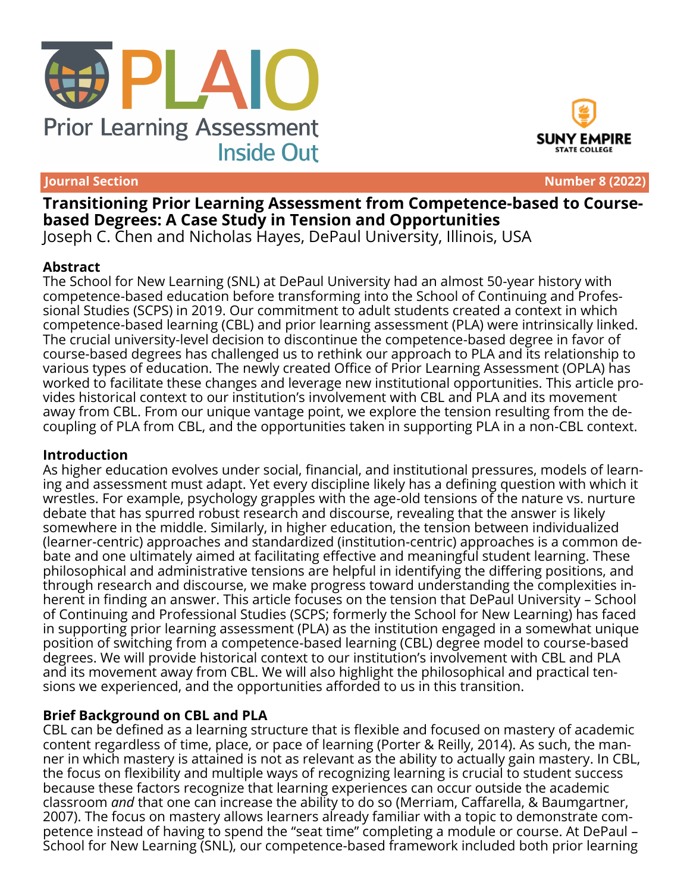# Transitioning Prior Learning Assessment from Competence-based to Course-based Degrees: A Case Study in Tension and Opportunities

Joseph C. Chen and Nicholas Hayes, DePaul University, Illinois, USA

## Abstract

The School for New Learning (SNL) at DePaul University had an almost 50-year history with competence-based education before transforming into the School of Continuing and Professional Studies (SCPS) in 2019. Our commitment to adult students created a context in which competence-based learning (CBL) and prior learning assessment (PLA) were intrinsically linked. The crucial university-level decision to discontinue the competence-based degree in favor of course-based degrees has challenged us to rethink our approach to PLA and its relationship to various types of education. The newly created Office of Prior Learning Assessment (OPLA) has worked to facilitate these changes and leverage new institutional opportunities. This article provides historical context to our institution's involvement with CBL and PLA and its movement away from CBL. From our unique vantage point, we explore the tension resulting from the decoupling of PLA from CBL, and the opportunities taken in supporting PLA in a non-CBL context.

## Introduction

As higher education evolves under social, financial, and institutional pressures, models of learning and assessment must adapt. Yet every discipline likely has a defining question with which it wrestles. For example, psychology grapples with the age-old tensions of the nature vs. nurture debate that has spurred robust research and discourse, revealing that the answer is likely somewhere in the middle. Similarly, in higher education, the tension between individualized (learner-centric) approaches and standardized (institution-centric) approaches is a common debate and one ultimately aimed at facilitating effective and meaningful student learning. These philosophical and administrative tensions are helpful in identifying the differing positions, and through research and discourse, we make progress toward understanding the complexities inherent in finding an answer. This article focuses on the tension that DePaul University – School of Continuing and Professional Studies (SCPS; formerly the School for New Learning) has faced in supporting prior learning assessment (PLA) as the institution engaged in a somewhat unique position of switching from a competence-based learning (CBL) degree model to course-based degrees. We will provide historical context to our institution's involvement with CBL and PLA and its movement away from CBL. We will also highlight the philosophical and practical tensions we experienced, and the opportunities afforded to us in this transition.

## Brief Background on CBL and PLA

CBL can be defined as a learning structure that is flexible and focused on mastery of academic content regardless of time, place, or pace of learning (Porter & Reilly, 2014). As such, the manner in which mastery is attained is not as relevant as the ability to actually gain mastery. In CBL, the focus on flexibility and multiple ways of recognizing learning is crucial to student success because these factors recognize that learning experiences can occur outside the academic classroom *and* that one can increase the ability to do so (Merriam, Caffarella, & Baumgartner, 2007). The focus on mastery allows learners already familiar with a topic to demonstrate competence instead of having to spend the "seat time" completing a module or course. At DePaul – School for New Learning (SNL), our competence-based framework included both prior learning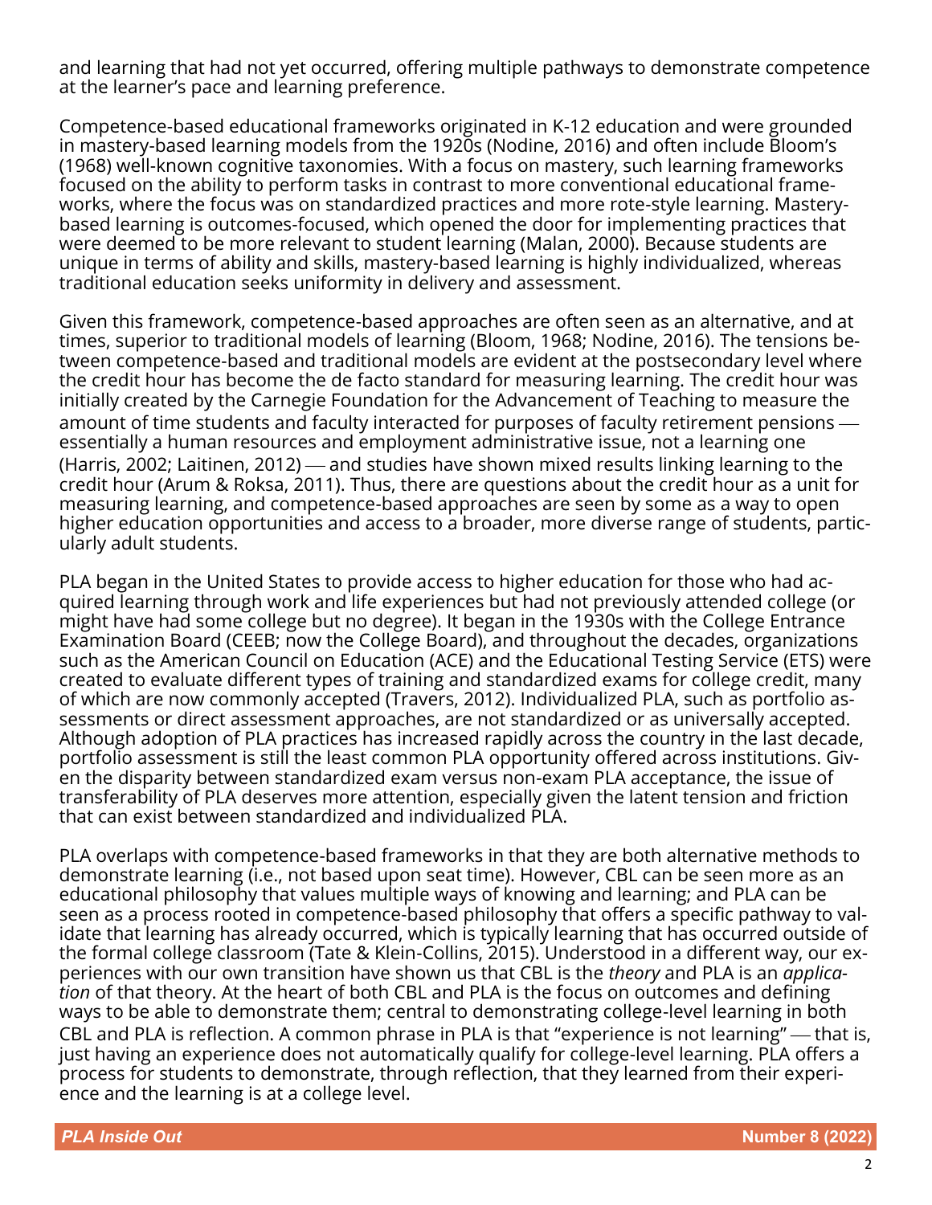and learning that had not yet occurred, offering multiple pathways to demonstrate competence at the learner's pace and learning preference.

Competence-based educational frameworks originated in K-12 education and were grounded in mastery-based learning models from the 1920s (Nodine, 2016) and often include Bloom's (1968) well-known cognitive taxonomies. With a focus on mastery, such learning frameworks focused on the ability to perform tasks in contrast to more conventional educational frameworks, where the focus was on standardized practices and more rote-style learning. Mastery-based learning is outcomes-focused, which opened the door for implementing practices that were deemed to be more relevant to student learning (Malan, 2000). Because students are unique in terms of ability and skills, mastery-based learning is highly individualized, whereas traditional education seeks uniformity in delivery and assessment.

Given this framework, competence-based approaches are often seen as an alternative, and at times, superior to traditional models of learning (Bloom, 1968; Nodine, 2016). The tensions between competence-based and traditional models are evident at the postsecondary level where the credit hour has become the de facto standard for measuring learning. The credit hour was initially created by the Carnegie Foundation for the Advancement of Teaching to measure the amount of time students and faculty interacted for purposes of faculty retirement pensions — essentially a human resources and employment administrative issue, not a learning one (Harris, 2002; Laitinen, 2012) — and studies have shown mixed results linking learning to the credit hour (Arum & Roksa, 2011). Thus, there are questions about the credit hour as a unit for measuring learning, and competence-based approaches are seen by some as a way to open higher education opportunities and access to a broader, more diverse range of students, particularly adult students.

PLA began in the United States to provide access to higher education for those who had acquired learning through work and life experiences but had not previously attended college (or might have had some college but no degree). It began in the 1930s with the College Entrance Examination Board (CEEB; now the College Board), and throughout the decades, organizations such as the American Council on Education (ACE) and the Educational Testing Service (ETS) were created to evaluate different types of training and standardized exams for college credit, many of which are now commonly accepted (Travers, 2012). Individualized PLA, such as portfolio assessments or direct assessment approaches, are not standardized or as universally accepted. Although adoption of PLA practices has increased rapidly across the country in the last decade, portfolio assessment is still the least common PLA opportunity offered across institutions. Given the disparity between standardized exam versus non-exam PLA acceptance, the issue of transferability of PLA deserves more attention, especially given the latent tension and friction that can exist between standardized and individualized PLA.

PLA overlaps with competence-based frameworks in that they are both alternative methods to demonstrate learning (i.e., not based upon seat time). However, CBL can be seen more as an educational philosophy that values multiple ways of knowing and learning; and PLA can be seen as a process rooted in competence-based philosophy that offers a specific pathway to validate that learning has already occurred, which is typically learning that has occurred outside of the formal college classroom (Tate & Klein-Collins, 2015). Understood in a different way, our experiences with our own transition have shown us that CBL is the *theory* and PLA is an *application* of that theory. At the heart of both CBL and PLA is the focus on outcomes and defining ways to be able to demonstrate them; central to demonstrating college-level learning in both CBL and PLA is reflection. A common phrase in PLA is that "experience is not learning" — that is, just having an experience does not automatically qualify for college-level learning. PLA offers a process for students to demonstrate, through reflection, that they learned from their experience and the learning is at a college level.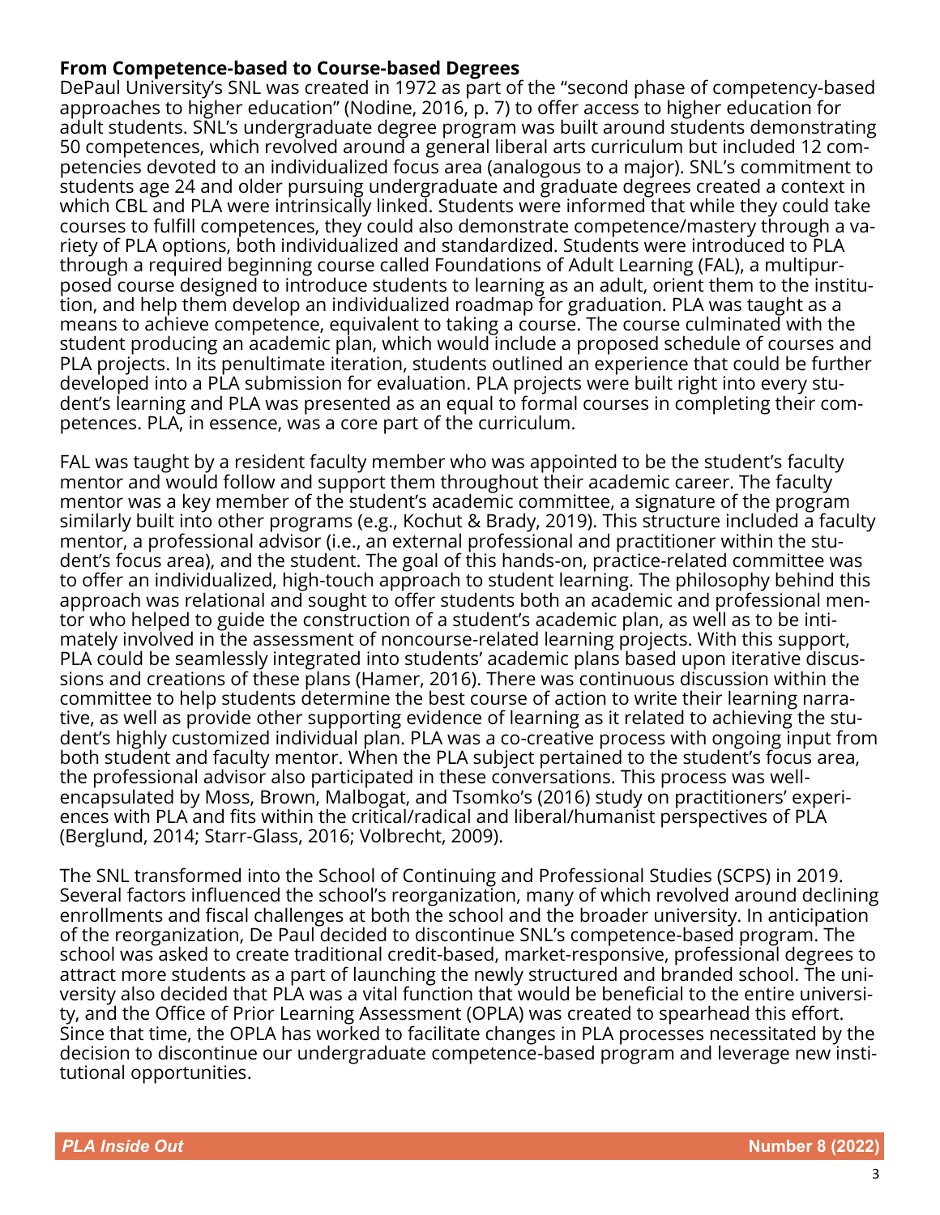**From Competence-based to Course-based Degrees**

DePaul University's SNL was created in 1972 as part of the "second phase of competency-based approaches to higher education" (Nodine, 2016, p. 7) to offer access to higher education for adult students. SNL's undergraduate degree program was built around students demonstrating 50 competences, which revolved around a general liberal arts curriculum but included 12 competencies devoted to an individualized focus area (analogous to a major). SNL's commitment to students age 24 and older pursuing undergraduate and graduate degrees created a context in which CBL and PLA were intrinsically linked. Students were informed that while they could take courses to fulfill competences, they could also demonstrate competence/mastery through a variety of PLA options, both individualized and standardized. Students were introduced to PLA through a required beginning course called Foundations of Adult Learning (FAL), a multipurposed course designed to introduce students to learning as an adult, orient them to the institution, and help them develop an individualized roadmap for graduation. PLA was taught as a means to achieve competence, equivalent to taking a course. The course culminated with the student producing an academic plan, which would include a proposed schedule of courses and PLA projects. In its penultimate iteration, students outlined an experience that could be further developed into a PLA submission for evaluation. PLA projects were built right into every student's learning and PLA was presented as an equal to formal courses in completing their competences. PLA, in essence, was a core part of the curriculum.

FAL was taught by a resident faculty member who was appointed to be the student's faculty mentor and would follow and support them throughout their academic career. The faculty mentor was a key member of the student's academic committee, a signature of the program similarly built into other programs (e.g., Kochut & Brady, 2019). This structure included a faculty mentor, a professional advisor (i.e., an external professional and practitioner within the student's focus area), and the student. The goal of this hands-on, practice-related committee was to offer an individualized, high-touch approach to student learning. The philosophy behind this approach was relational and sought to offer students both an academic and professional mentor who helped to guide the construction of a student's academic plan, as well as to be intimately involved in the assessment of noncourse-related learning projects. With this support, PLA could be seamlessly integrated into students' academic plans based upon iterative discussions and creations of these plans (Hamer, 2016). There was continuous discussion within the committee to help students determine the best course of action to write their learning narrative, as well as provide other supporting evidence of learning as it related to achieving the student's highly customized individual plan. PLA was a co-creative process with ongoing input from both student and faculty mentor. When the PLA subject pertained to the student's focus area, the professional advisor also participated in these conversations. This process was well-encapsulated by Moss, Brown, Malbogat, and Tsomko's (2016) study on practitioners' experiences with PLA and fits within the critical/radical and liberal/humanist perspectives of PLA (Berglund, 2014; Starr-Glass, 2016; Volbrecht, 2009).

The SNL transformed into the School of Continuing and Professional Studies (SCPS) in 2019. Several factors influenced the school's reorganization, many of which revolved around declining enrollments and fiscal challenges at both the school and the broader university. In anticipation of the reorganization, De Paul decided to discontinue SNL's competence-based program. The school was asked to create traditional credit-based, market-responsive, professional degrees to attract more students as a part of launching the newly structured and branded school. The university also decided that PLA was a vital function that would be beneficial to the entire university, and the Office of Prior Learning Assessment (OPLA) was created to spearhead this effort. Since that time, the OPLA has worked to facilitate changes in PLA processes necessitated by the decision to discontinue our undergraduate competence-based program and leverage new institutional opportunities.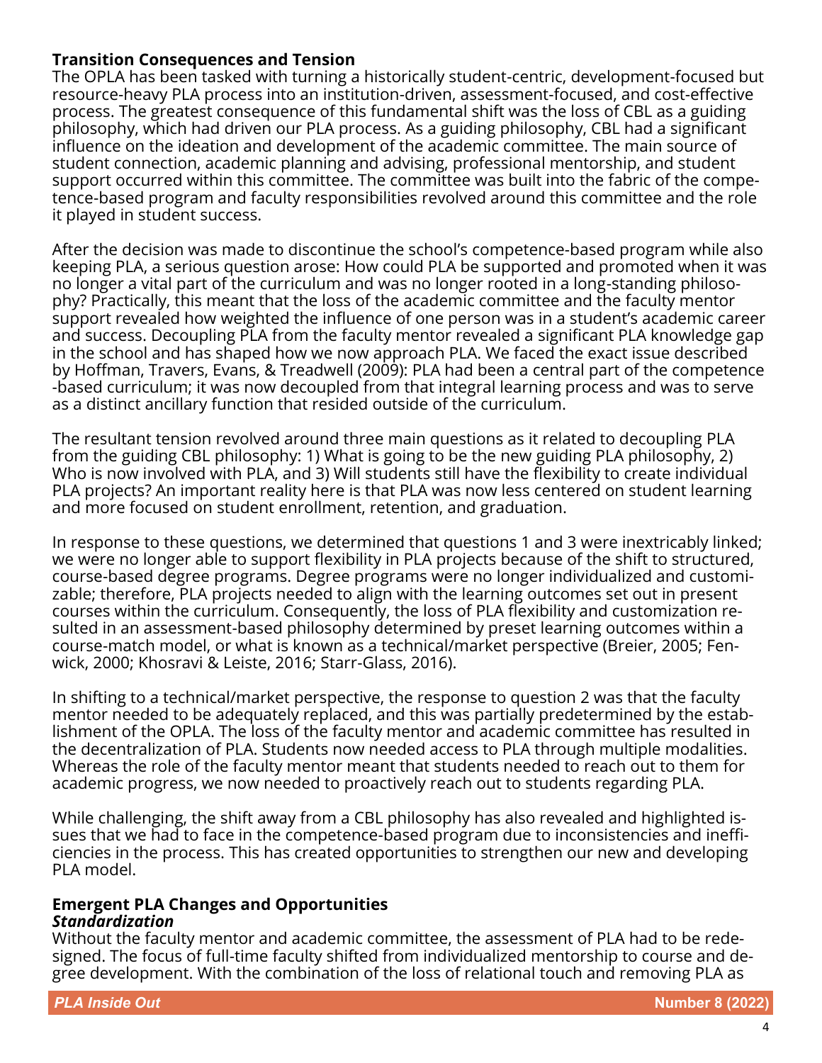### Transition Consequences and Tension

The OPLA has been tasked with turning a historically student-centric, development-focused but resource-heavy PLA process into an institution-driven, assessment-focused, and cost-effective process. The greatest consequence of this fundamental shift was the loss of CBL as a guiding philosophy, which had driven our PLA process. As a guiding philosophy, CBL had a significant influence on the ideation and development of the academic committee. The main source of student connection, academic planning and advising, professional mentorship, and student support occurred within this committee. The committee was built into the fabric of the competence-based program and faculty responsibilities revolved around this committee and the role it played in student success.

After the decision was made to discontinue the school's competence-based program while also keeping PLA, a serious question arose: How could PLA be supported and promoted when it was no longer a vital part of the curriculum and was no longer rooted in a long-standing philosophy? Practically, this meant that the loss of the academic committee and the faculty mentor support revealed how weighted the influence of one person was in a student's academic career and success. Decoupling PLA from the faculty mentor revealed a significant PLA knowledge gap in the school and has shaped how we now approach PLA. We faced the exact issue described by Hoffman, Travers, Evans, & Treadwell (2009): PLA had been a central part of the competence-based curriculum; it was now decoupled from that integral learning process and was to serve as a distinct ancillary function that resided outside of the curriculum.

The resultant tension revolved around three main questions as it related to decoupling PLA from the guiding CBL philosophy: 1) What is going to be the new guiding PLA philosophy, 2) Who is now involved with PLA, and 3) Will students still have the flexibility to create individual PLA projects? An important reality here is that PLA was now less centered on student learning and more focused on student enrollment, retention, and graduation.

In response to these questions, we determined that questions 1 and 3 were inextricably linked; we were no longer able to support flexibility in PLA projects because of the shift to structured, course-based degree programs. Degree programs were no longer individualized and customizable; therefore, PLA projects needed to align with the learning outcomes set out in present courses within the curriculum. Consequently, the loss of PLA flexibility and customization resulted in an assessment-based philosophy determined by preset learning outcomes within a course-match model, or what is known as a technical/market perspective (Breier, 2005; Fenwick, 2000; Khosravi & Leiste, 2016; Starr-Glass, 2016).

In shifting to a technical/market perspective, the response to question 2 was that the faculty mentor needed to be adequately replaced, and this was partially predetermined by the establishment of the OPLA. The loss of the faculty mentor and academic committee has resulted in the decentralization of PLA. Students now needed access to PLA through multiple modalities. Whereas the role of the faculty mentor meant that students needed to reach out to them for academic progress, we now needed to proactively reach out to students regarding PLA.

While challenging, the shift away from a CBL philosophy has also revealed and highlighted issues that we had to face in the competence-based program due to inconsistencies and inefficiencies in the process. This has created opportunities to strengthen our new and developing PLA model.

### Emergent PLA Changes and Opportunities

***Standardization***

Without the faculty mentor and academic committee, the assessment of PLA had to be redesigned. The focus of full-time faculty shifted from individualized mentorship to course and degree development. With the combination of the loss of relational touch and removing PLA as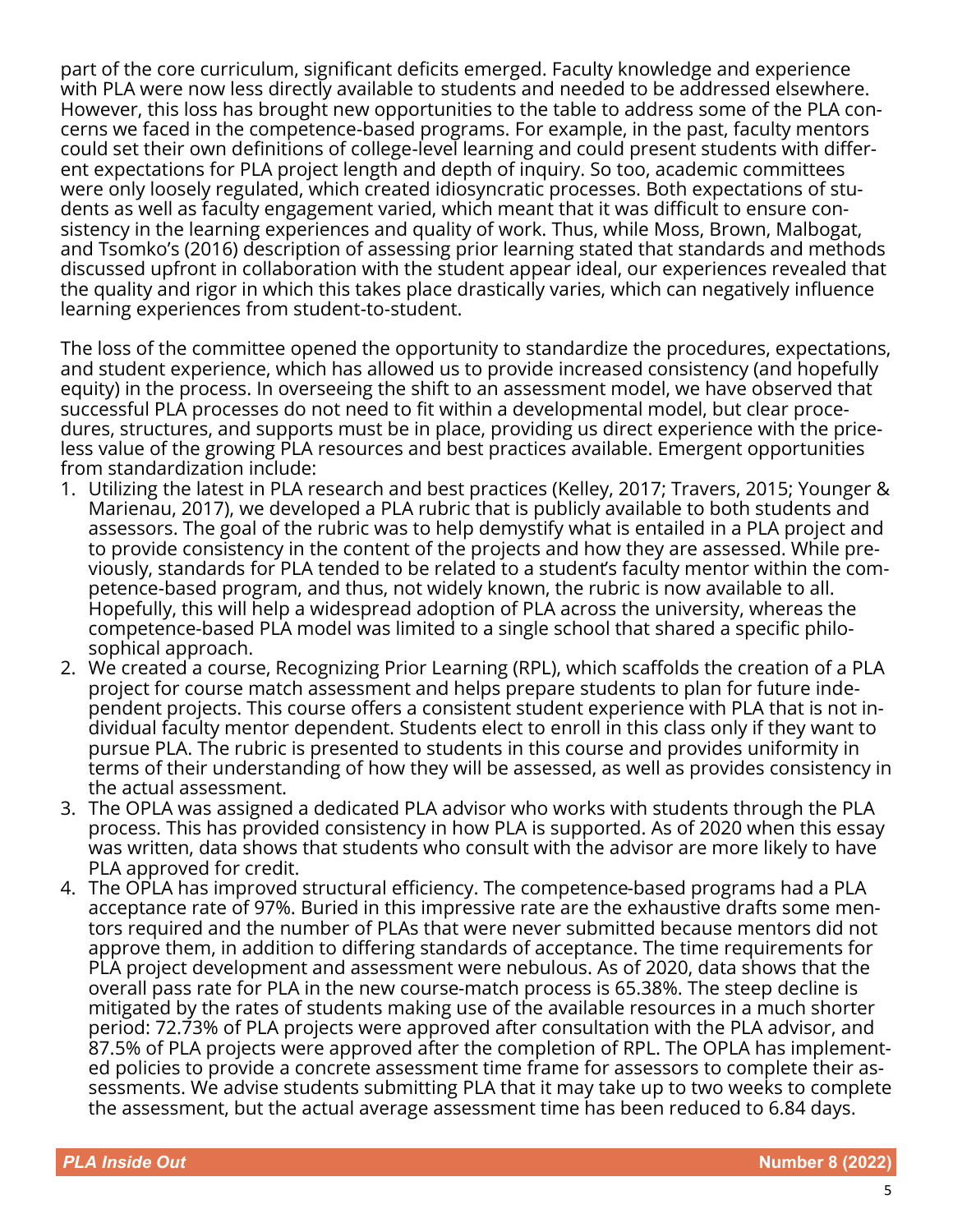part of the core curriculum, significant deficits emerged. Faculty knowledge and experience with PLA were now less directly available to students and needed to be addressed elsewhere. However, this loss has brought new opportunities to the table to address some of the PLA concerns we faced in the competence-based programs. For example, in the past, faculty mentors could set their own definitions of college-level learning and could present students with different expectations for PLA project length and depth of inquiry. So too, academic committees were only loosely regulated, which created idiosyncratic processes. Both expectations of students as well as faculty engagement varied, which meant that it was difficult to ensure consistency in the learning experiences and quality of work. Thus, while Moss, Brown, Malbogat, and Tsomko's (2016) description of assessing prior learning stated that standards and methods discussed upfront in collaboration with the student appear ideal, our experiences revealed that the quality and rigor in which this takes place drastically varies, which can negatively influence learning experiences from student-to-student.

The loss of the committee opened the opportunity to standardize the procedures, expectations, and student experience, which has allowed us to provide increased consistency (and hopefully equity) in the process. In overseeing the shift to an assessment model, we have observed that successful PLA processes do not need to fit within a developmental model, but clear procedures, structures, and supports must be in place, providing us direct experience with the priceless value of the growing PLA resources and best practices available. Emergent opportunities from standardization include:

1. Utilizing the latest in PLA research and best practices (Kelley, 2017; Travers, 2015; Younger & Marienau, 2017), we developed a PLA rubric that is publicly available to both students and assessors. The goal of the rubric was to help demystify what is entailed in a PLA project and to provide consistency in the content of the projects and how they are assessed. While previously, standards for PLA tended to be related to a student's faculty mentor within the competence-based program, and thus, not widely known, the rubric is now available to all. Hopefully, this will help a widespread adoption of PLA across the university, whereas the competence-based PLA model was limited to a single school that shared a specific philosophical approach.
2. We created a course, Recognizing Prior Learning (RPL), which scaffolds the creation of a PLA project for course match assessment and helps prepare students to plan for future independent projects. This course offers a consistent student experience with PLA that is not individual faculty mentor dependent. Students elect to enroll in this class only if they want to pursue PLA. The rubric is presented to students in this course and provides uniformity in terms of their understanding of how they will be assessed, as well as provides consistency in the actual assessment.
3. The OPLA was assigned a dedicated PLA advisor who works with students through the PLA process. This has provided consistency in how PLA is supported. As of 2020 when this essay was written, data shows that students who consult with the advisor are more likely to have PLA approved for credit.
4. The OPLA has improved structural efficiency. The competence-based programs had a PLA acceptance rate of 97%. Buried in this impressive rate are the exhaustive drafts some mentors required and the number of PLAs that were never submitted because mentors did not approve them, in addition to differing standards of acceptance. The time requirements for PLA project development and assessment were nebulous. As of 2020, data shows that the overall pass rate for PLA in the new course-match process is 65.38%. The steep decline is mitigated by the rates of students making use of the available resources in a much shorter period: 72.73% of PLA projects were approved after consultation with the PLA advisor, and 87.5% of PLA projects were approved after the completion of RPL. The OPLA has implemented policies to provide a concrete assessment time frame for assessors to complete their assessments. We advise students submitting PLA that it may take up to two weeks to complete the assessment, but the actual average assessment time has been reduced to 6.84 days.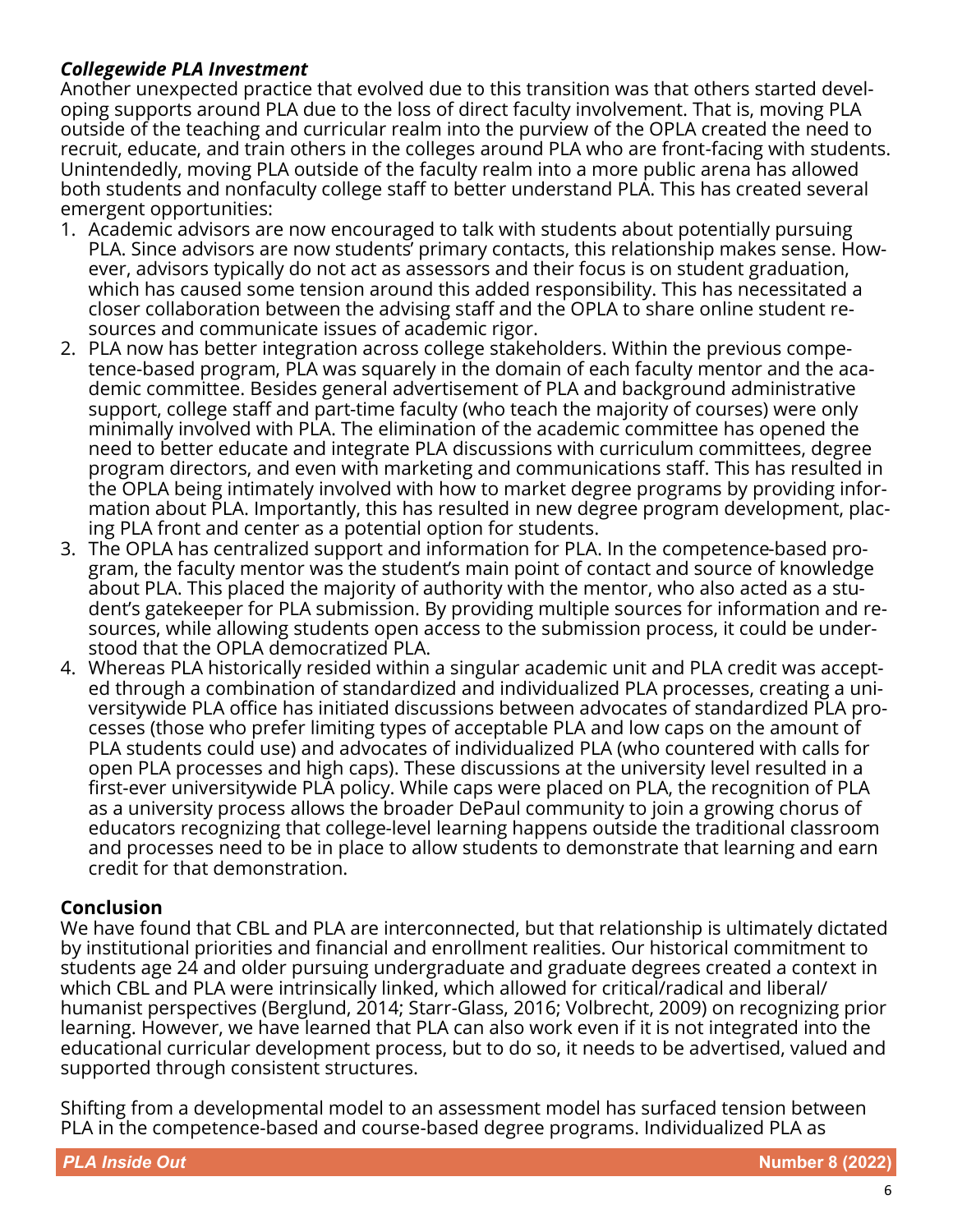### *Collegewide PLA Investment*

Another unexpected practice that evolved due to this transition was that others started developing supports around PLA due to the loss of direct faculty involvement. That is, moving PLA outside of the teaching and curricular realm into the purview of the OPLA created the need to recruit, educate, and train others in the colleges around PLA who are front-facing with students. Unintendedly, moving PLA outside of the faculty realm into a more public arena has allowed both students and nonfaculty college staff to better understand PLA. This has created several emergent opportunities:

1. Academic advisors are now encouraged to talk with students about potentially pursuing PLA. Since advisors are now students' primary contacts, this relationship makes sense. However, advisors typically do not act as assessors and their focus is on student graduation, which has caused some tension around this added responsibility. This has necessitated a closer collaboration between the advising staff and the OPLA to share online student resources and communicate issues of academic rigor.
2. PLA now has better integration across college stakeholders. Within the previous competence-based program, PLA was squarely in the domain of each faculty mentor and the academic committee. Besides general advertisement of PLA and background administrative support, college staff and part-time faculty (who teach the majority of courses) were only minimally involved with PLA. The elimination of the academic committee has opened the need to better educate and integrate PLA discussions with curriculum committees, degree program directors, and even with marketing and communications staff. This has resulted in the OPLA being intimately involved with how to market degree programs by providing information about PLA. Importantly, this has resulted in new degree program development, placing PLA front and center as a potential option for students.
3. The OPLA has centralized support and information for PLA. In the competence-based program, the faculty mentor was the student's main point of contact and source of knowledge about PLA. This placed the majority of authority with the mentor, who also acted as a student's gatekeeper for PLA submission. By providing multiple sources for information and resources, while allowing students open access to the submission process, it could be understood that the OPLA democratized PLA.
4. Whereas PLA historically resided within a singular academic unit and PLA credit was accepted through a combination of standardized and individualized PLA processes, creating a universitywide PLA office has initiated discussions between advocates of standardized PLA processes (those who prefer limiting types of acceptable PLA and low caps on the amount of PLA students could use) and advocates of individualized PLA (who countered with calls for open PLA processes and high caps). These discussions at the university level resulted in a first-ever universitywide PLA policy. While caps were placed on PLA, the recognition of PLA as a university process allows the broader DePaul community to join a growing chorus of educators recognizing that college-level learning happens outside the traditional classroom and processes need to be in place to allow students to demonstrate that learning and earn credit for that demonstration.

## Conclusion

We have found that CBL and PLA are interconnected, but that relationship is ultimately dictated by institutional priorities and financial and enrollment realities. Our historical commitment to students age 24 and older pursuing undergraduate and graduate degrees created a context in which CBL and PLA were intrinsically linked, which allowed for critical/radical and liberal/humanist perspectives (Berglund, 2014; Starr-Glass, 2016; Volbrecht, 2009) on recognizing prior learning. However, we have learned that PLA can also work even if it is not integrated into the educational curricular development process, but to do so, it needs to be advertised, valued and supported through consistent structures.

Shifting from a developmental model to an assessment model has surfaced tension between PLA in the competence-based and course-based degree programs. Individualized PLA as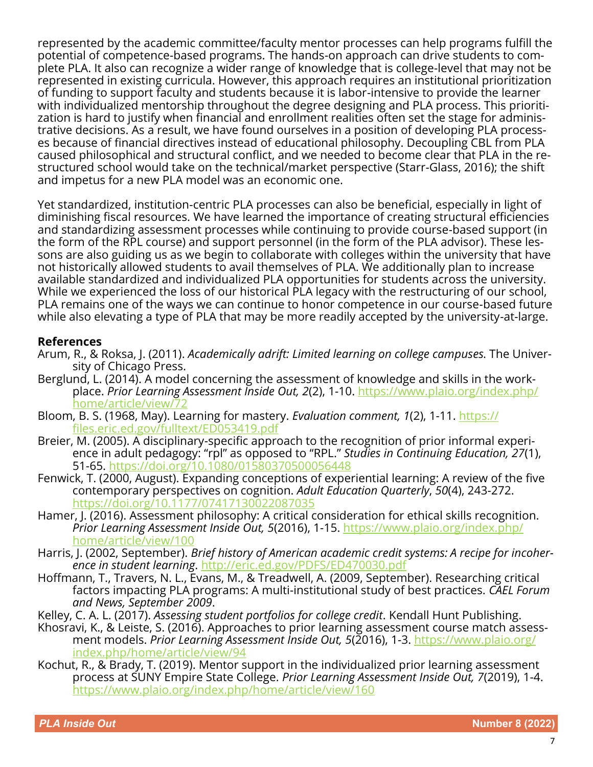represented by the academic committee/faculty mentor processes can help programs fulfill the potential of competence-based programs. The hands-on approach can drive students to complete PLA. It also can recognize a wider range of knowledge that is college-level that may not be represented in existing curricula. However, this approach requires an institutional prioritization of funding to support faculty and students because it is labor-intensive to provide the learner with individualized mentorship throughout the degree designing and PLA process. This prioritization is hard to justify when financial and enrollment realities often set the stage for administrative decisions. As a result, we have found ourselves in a position of developing PLA processes because of financial directives instead of educational philosophy. Decoupling CBL from PLA caused philosophical and structural conflict, and we needed to become clear that PLA in the restructured school would take on the technical/market perspective (Starr-Glass, 2016); the shift and impetus for a new PLA model was an economic one.

Yet standardized, institution-centric PLA processes can also be beneficial, especially in light of diminishing fiscal resources. We have learned the importance of creating structural efficiencies and standardizing assessment processes while continuing to provide course-based support (in the form of the RPL course) and support personnel (in the form of the PLA advisor). These lessons are also guiding us as we begin to collaborate with colleges within the university that have not historically allowed students to avail themselves of PLA. We additionally plan to increase available standardized and individualized PLA opportunities for students across the university. While we experienced the loss of our historical PLA legacy with the restructuring of our school, PLA remains one of the ways we can continue to honor competence in our course-based future while also elevating a type of PLA that may be more readily accepted by the university-at-large.

**References**

Arum, R., & Roksa, J. (2011). *Academically adrift: Limited learning on college campuses*. The University of Chicago Press.

Berglund, L. (2014). A model concerning the assessment of knowledge and skills in the workplace. *Prior Learning Assessment Inside Out, 2*(2), 1-10. https://www.plaio.org/index.php/home/article/view/72

Bloom, B. S. (1968, May). Learning for mastery. *Evaluation comment, 1*(2), 1-11. https://files.eric.ed.gov/fulltext/ED053419.pdf

Breier, M. (2005). A disciplinary-specific approach to the recognition of prior informal experience in adult pedagogy: "rpl" as opposed to "RPL." *Studies in Continuing Education, 27*(1), 51-65. https://doi.org/10.1080/01580370500056448

Fenwick, T. (2000, August). Expanding conceptions of experiential learning: A review of the five contemporary perspectives on cognition. *Adult Education Quarterly*, *50*(4), 243-272. https://doi.org/10.1177/07417130022087035

Hamer, J. (2016). Assessment philosophy: A critical consideration for ethical skills recognition. *Prior Learning Assessment Inside Out, 5*(2016), 1-15. https://www.plaio.org/index.php/home/article/view/100

Harris, J. (2002, September). *Brief history of American academic credit systems: A recipe for incoherence in student learning*. http://eric.ed.gov/PDFS/ED470030.pdf

Hoffmann, T., Travers, N. L., Evans, M., & Treadwell, A. (2009, September). Researching critical factors impacting PLA programs: A multi-institutional study of best practices. *CAEL Forum and News, September 2009*.

Kelley, C. A. L. (2017). *Assessing student portfolios for college credit*. Kendall Hunt Publishing.

Khosravi, K., & Leiste, S. (2016). Approaches to prior learning assessment course match assessment models. *Prior Learning Assessment Inside Out, 5*(2016), 1-3. https://www.plaio.org/index.php/home/article/view/94

Kochut, R., & Brady, T. (2019). Mentor support in the individualized prior learning assessment process at SUNY Empire State College. *Prior Learning Assessment Inside Out, 7*(2019), 1-4. https://www.plaio.org/index.php/home/article/view/160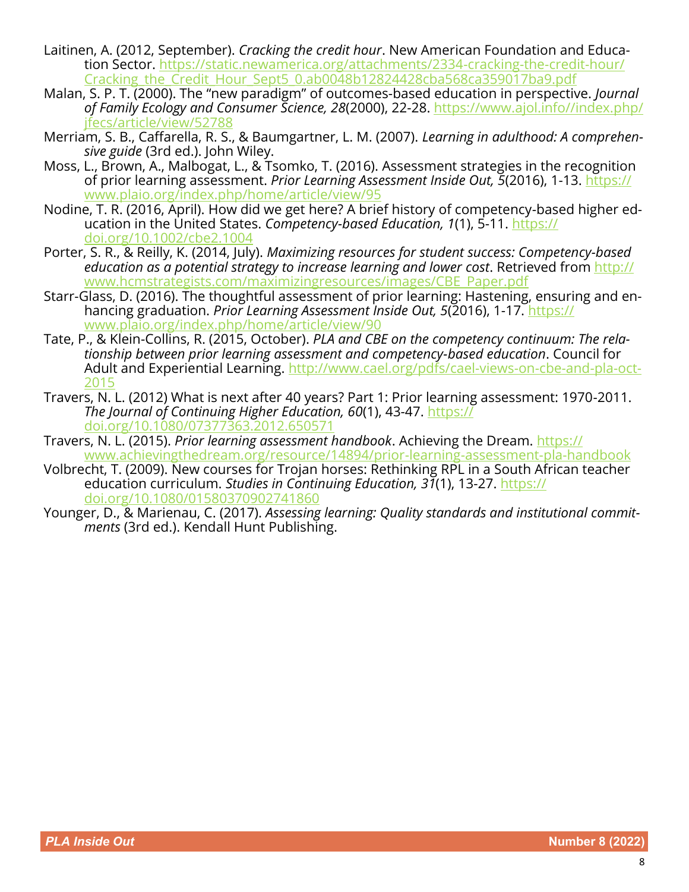Laitinen, A. (2012, September). *Cracking the credit hour*. New American Foundation and Education Sector. https://static.newamerica.org/attachments/2334-cracking-the-credit-hour/Cracking_the_Credit_Hour_Sept5_0.ab0048b12824428cba568ca359017ba9.pdf

Malan, S. P. T. (2000). The "new paradigm" of outcomes-based education in perspective. *Journal of Family Ecology and Consumer Science, 28*(2000), 22-28. https://www.ajol.info//index.php/jfecs/article/view/52788

Merriam, S. B., Caffarella, R. S., & Baumgartner, L. M. (2007). *Learning in adulthood: A comprehensive guide* (3rd ed.). John Wiley.

Moss, L., Brown, A., Malbogat, L., & Tsomko, T. (2016). Assessment strategies in the recognition of prior learning assessment. *Prior Learning Assessment Inside Out, 5*(2016), 1-13. https://www.plaio.org/index.php/home/article/view/95

Nodine, T. R. (2016, April). How did we get here? A brief history of competency-based higher education in the United States. *Competency-based Education, 1*(1), 5-11. https://doi.org/10.1002/cbe2.1004

Porter, S. R., & Reilly, K. (2014, July). *Maximizing resources for student success: Competency-based education as a potential strategy to increase learning and lower cost*. Retrieved from http://www.hcmstrategists.com/maximizingresources/images/CBE_Paper.pdf

Starr-Glass, D. (2016). The thoughtful assessment of prior learning: Hastening, ensuring and enhancing graduation. *Prior Learning Assessment Inside Out, 5*(2016), 1-17. https://www.plaio.org/index.php/home/article/view/90

Tate, P., & Klein-Collins, R. (2015, October). *PLA and CBE on the competency continuum: The relationship between prior learning assessment and competency-based education*. Council for Adult and Experiential Learning. http://www.cael.org/pdfs/cael-views-on-cbe-and-pla-oct-2015

Travers, N. L. (2012) What is next after 40 years? Part 1: Prior learning assessment: 1970-2011. *The Journal of Continuing Higher Education, 60*(1), 43-47. https://doi.org/10.1080/07377363.2012.650571

Travers, N. L. (2015). *Prior learning assessment handbook*. Achieving the Dream. https://www.achievingthedream.org/resource/14894/prior-learning-assessment-pla-handbook

Volbrecht, T. (2009). New courses for Trojan horses: Rethinking RPL in a South African teacher education curriculum. *Studies in Continuing Education, 31*(1), 13-27. https://doi.org/10.1080/01580370902741860

Younger, D., & Marienau, C. (2017). *Assessing learning: Quality standards and institutional commitments* (3rd ed.). Kendall Hunt Publishing.